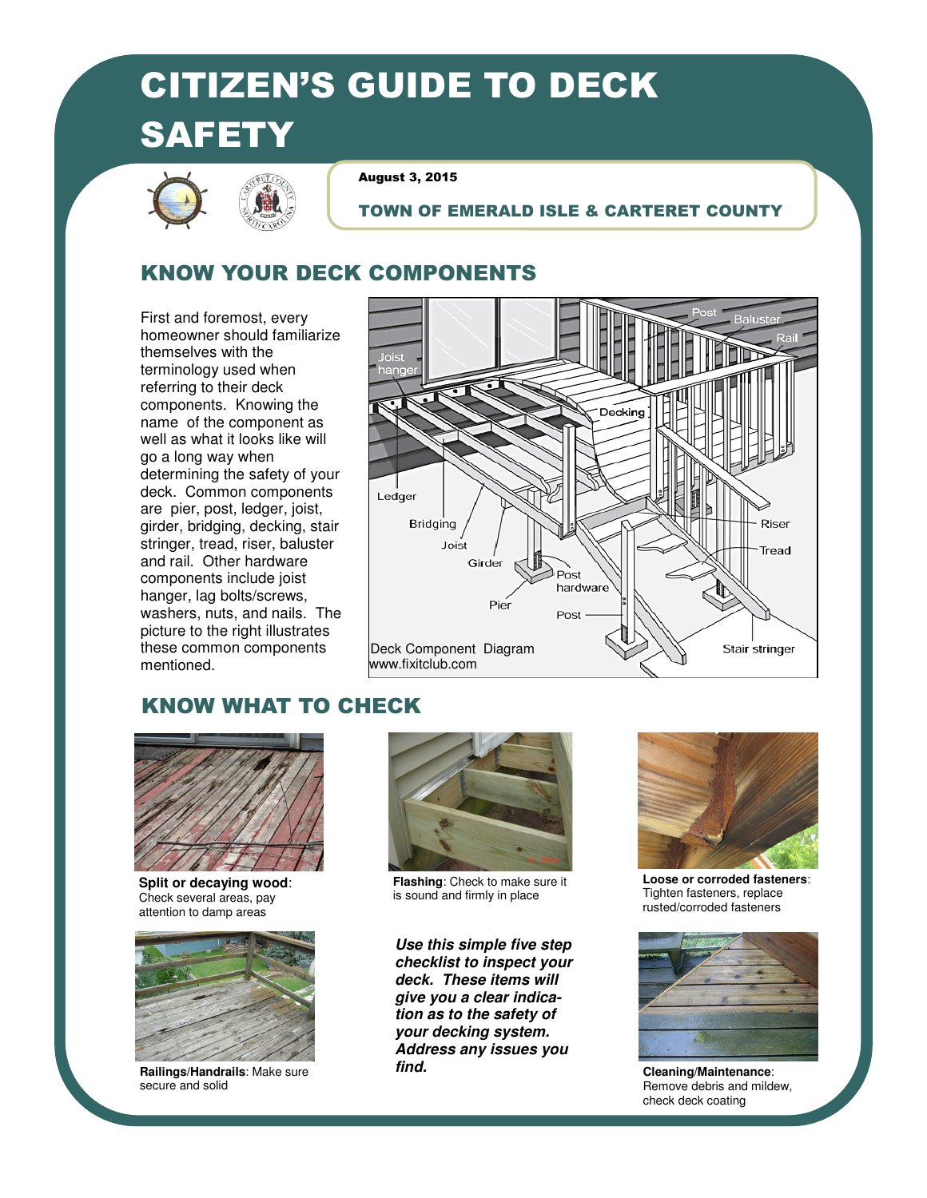# CITIZEN'S GUIDE TO DECK SAFETY

**August 3, 2015**

**TOWN OF EMERALD ISLE & CARTERET COUNTY**

## KNOW YOUR DECK COMPONENTS

First and foremost, every homeowner should familiarize themselves with the terminology used when referring to their deck components. Knowing the name of the component as well as what it looks like will go a long way when determining the safety of your deck. Common components are pier, post, ledger, joist, girder, bridging, decking, stair stringer, tread, riser, baluster and rail. Other hardware components include joist hanger, lag bolts/screws, washers, nuts, and nails. The picture to the right illustrates these common components mentioned.

Deck Component Diagram
www.fixitclub.com

## KNOW WHAT TO CHECK

**Split or decaying wood**: Check several areas, pay attention to damp areas

**Flashing**: Check to make sure it is sound and firmly in place

**Loose or corroded fasteners**: Tighten fasteners, replace rusted/corroded fasteners

**Railings/Handrails**: Make sure secure and solid

***Use this simple five step checklist to inspect your deck. These items will give you a clear indication as to the safety of your decking system. Address any issues you find.***

**Cleaning/Maintenance**: Remove debris and mildew, check deck coating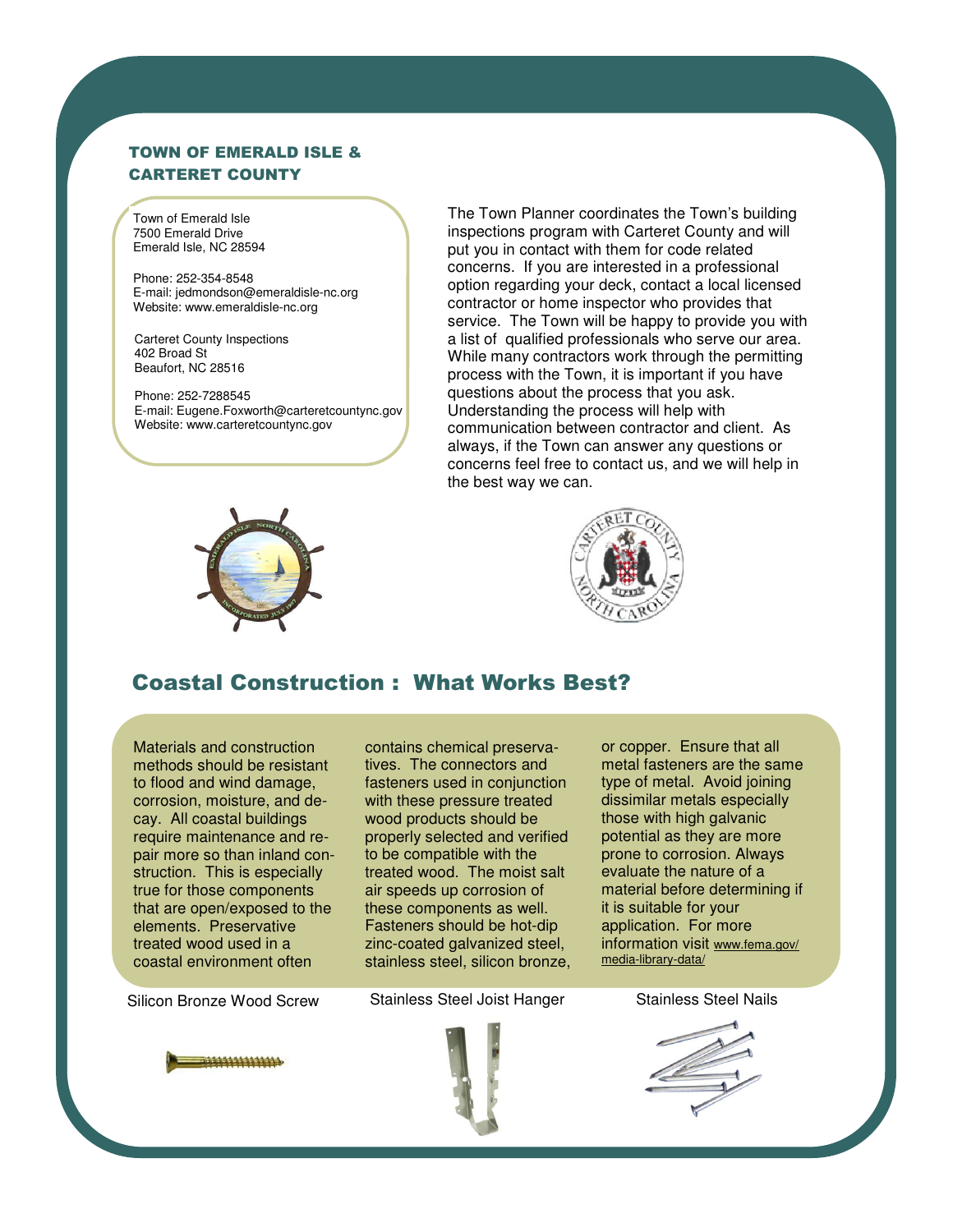### TOWN OF EMERALD ISLE & CARTERET COUNTY

Town of Emerald Isle
7500 Emerald Drive
Emerald Isle, NC 28594

Phone: 252-354-8548
E-mail: jedmondson@emeraldisle-nc.org
Website: www.emeraldisle-nc.org

Carteret County Inspections
402 Broad St
Beaufort, NC 28516

Phone: 252-7288545
E-mail: Eugene.Foxworth@carteretcountync.gov
Website: www.carteretcountync.gov

The Town Planner coordinates the Town's building inspections program with Carteret County and will put you in contact with them for code related concerns. If you are interested in a professional option regarding your deck, contact a local licensed contractor or home inspector who provides that service. The Town will be happy to provide you with a list of qualified professionals who serve our area. While many contractors work through the permitting process with the Town, it is important if you have questions about the process that you ask. Understanding the process will help with communication between contractor and client. As always, if the Town can answer any questions or concerns feel free to contact us, and we will help in the best way we can.

## Coastal Construction : What Works Best?

Materials and construction methods should be resistant to flood and wind damage, corrosion, moisture, and decay. All coastal buildings require maintenance and repair more so than inland construction. This is especially true for those components that are open/exposed to the elements. Preservative treated wood used in a coastal environment often contains chemical preservatives. The connectors and fasteners used in conjunction with these pressure treated wood products should be properly selected and verified to be compatible with the treated wood. The moist salt air speeds up corrosion of these components as well. Fasteners should be hot-dip zinc-coated galvanized steel, stainless steel, silicon bronze, or copper. Ensure that all metal fasteners are the same type of metal. Avoid joining dissimilar metals especially those with high galvanic potential as they are more prone to corrosion. Always evaluate the nature of a material before determining if it is suitable for your application. For more information visit www.fema.gov/media-library-data/

Silicon Bronze Wood Screw

Stainless Steel Joist Hanger

Stainless Steel Nails